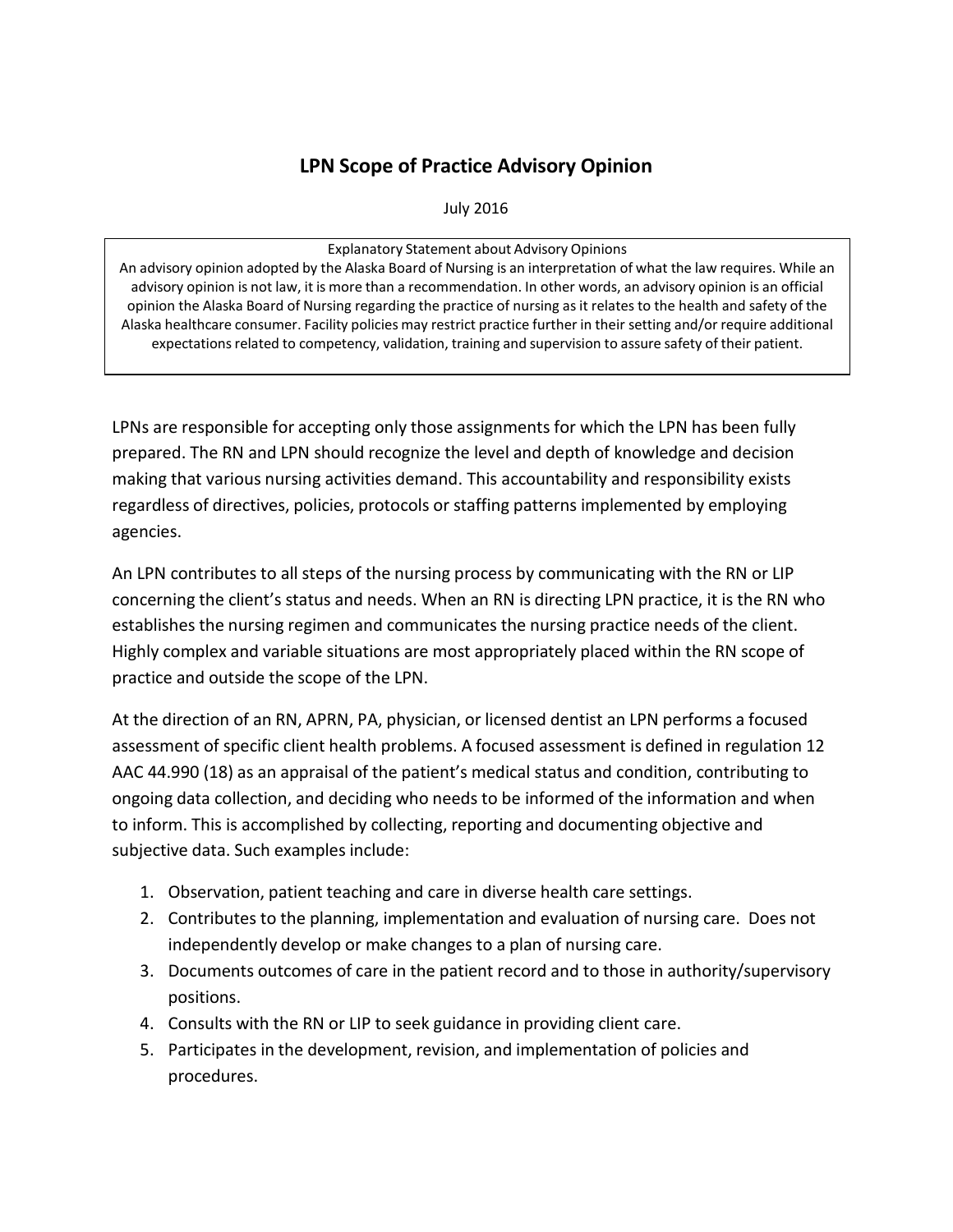# LPN Scope of Practice Advisory Opinion

July 2016

> Explanatory Statement about Advisory Opinions
> An advisory opinion adopted by the Alaska Board of Nursing is an interpretation of what the law requires. While an advisory opinion is not law, it is more than a recommendation. In other words, an advisory opinion is an official opinion the Alaska Board of Nursing regarding the practice of nursing as it relates to the health and safety of the Alaska healthcare consumer. Facility policies may restrict practice further in their setting and/or require additional expectations related to competency, validation, training and supervision to assure safety of their patient.

LPNs are responsible for accepting only those assignments for which the LPN has been fully prepared. The RN and LPN should recognize the level and depth of knowledge and decision making that various nursing activities demand. This accountability and responsibility exists regardless of directives, policies, protocols or staffing patterns implemented by employing agencies.

An LPN contributes to all steps of the nursing process by communicating with the RN or LIP concerning the client's status and needs. When an RN is directing LPN practice, it is the RN who establishes the nursing regimen and communicates the nursing practice needs of the client. Highly complex and variable situations are most appropriately placed within the RN scope of practice and outside the scope of the LPN.

At the direction of an RN, APRN, PA, physician, or licensed dentist an LPN performs a focused assessment of specific client health problems. A focused assessment is defined in regulation 12 AAC 44.990 (18) as an appraisal of the patient's medical status and condition, contributing to ongoing data collection, and deciding who needs to be informed of the information and when to inform. This is accomplished by collecting, reporting and documenting objective and subjective data. Such examples include:

1. Observation, patient teaching and care in diverse health care settings.
2. Contributes to the planning, implementation and evaluation of nursing care. Does not independently develop or make changes to a plan of nursing care.
3. Documents outcomes of care in the patient record and to those in authority/supervisory positions.
4. Consults with the RN or LIP to seek guidance in providing client care.
5. Participates in the development, revision, and implementation of policies and procedures.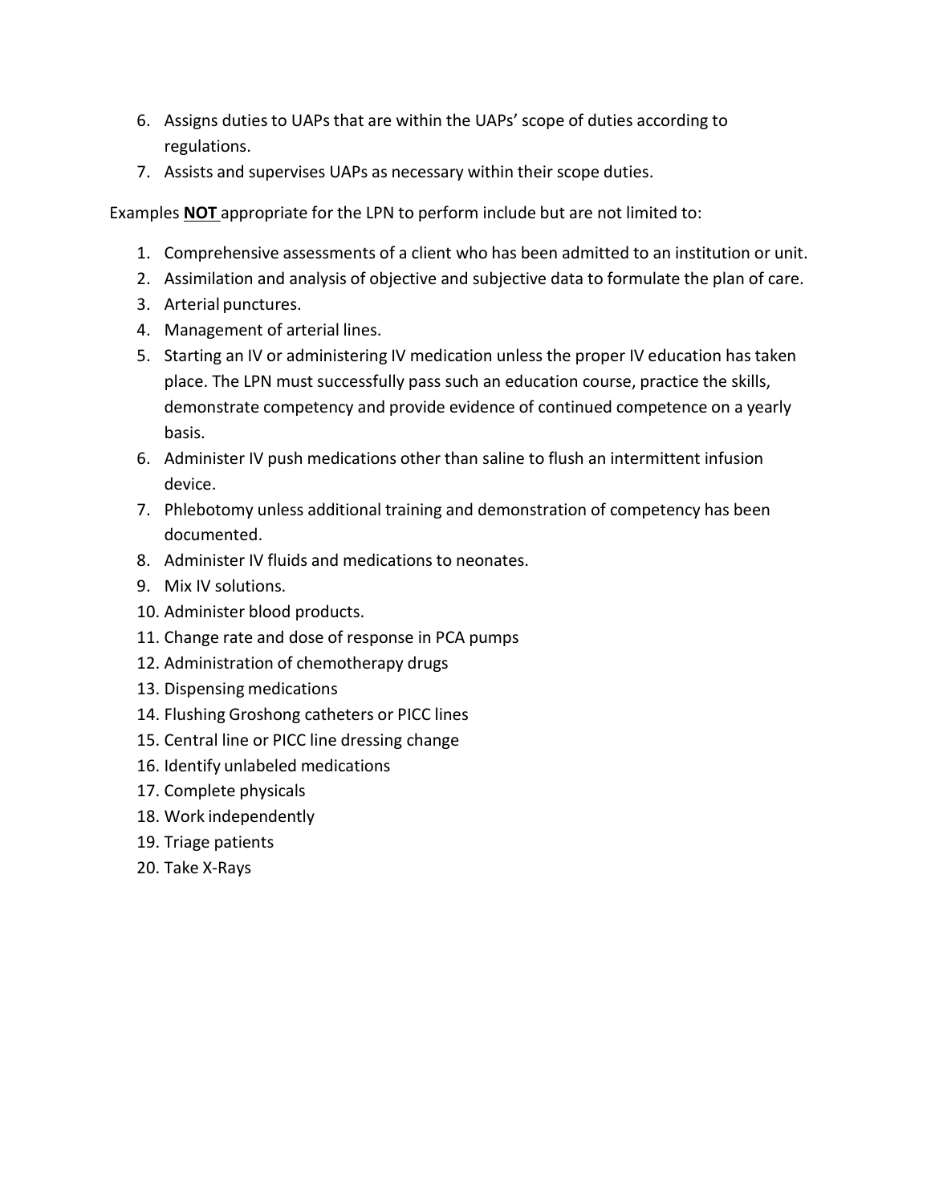6. Assigns duties to UAPs that are within the UAPs' scope of duties according to regulations.
7. Assists and supervises UAPs as necessary within their scope duties.

Examples **NOT** appropriate for the LPN to perform include but are not limited to:

1. Comprehensive assessments of a client who has been admitted to an institution or unit.
2. Assimilation and analysis of objective and subjective data to formulate the plan of care.
3. Arterial punctures.
4. Management of arterial lines.
5. Starting an IV or administering IV medication unless the proper IV education has taken place. The LPN must successfully pass such an education course, practice the skills, demonstrate competency and provide evidence of continued competence on a yearly basis.
6. Administer IV push medications other than saline to flush an intermittent infusion device.
7. Phlebotomy unless additional training and demonstration of competency has been documented.
8. Administer IV fluids and medications to neonates.
9. Mix IV solutions.
10. Administer blood products.
11. Change rate and dose of response in PCA pumps
12. Administration of chemotherapy drugs
13. Dispensing medications
14. Flushing Groshong catheters or PICC lines
15. Central line or PICC line dressing change
16. Identify unlabeled medications
17. Complete physicals
18. Work independently
19. Triage patients
20. Take X-Rays